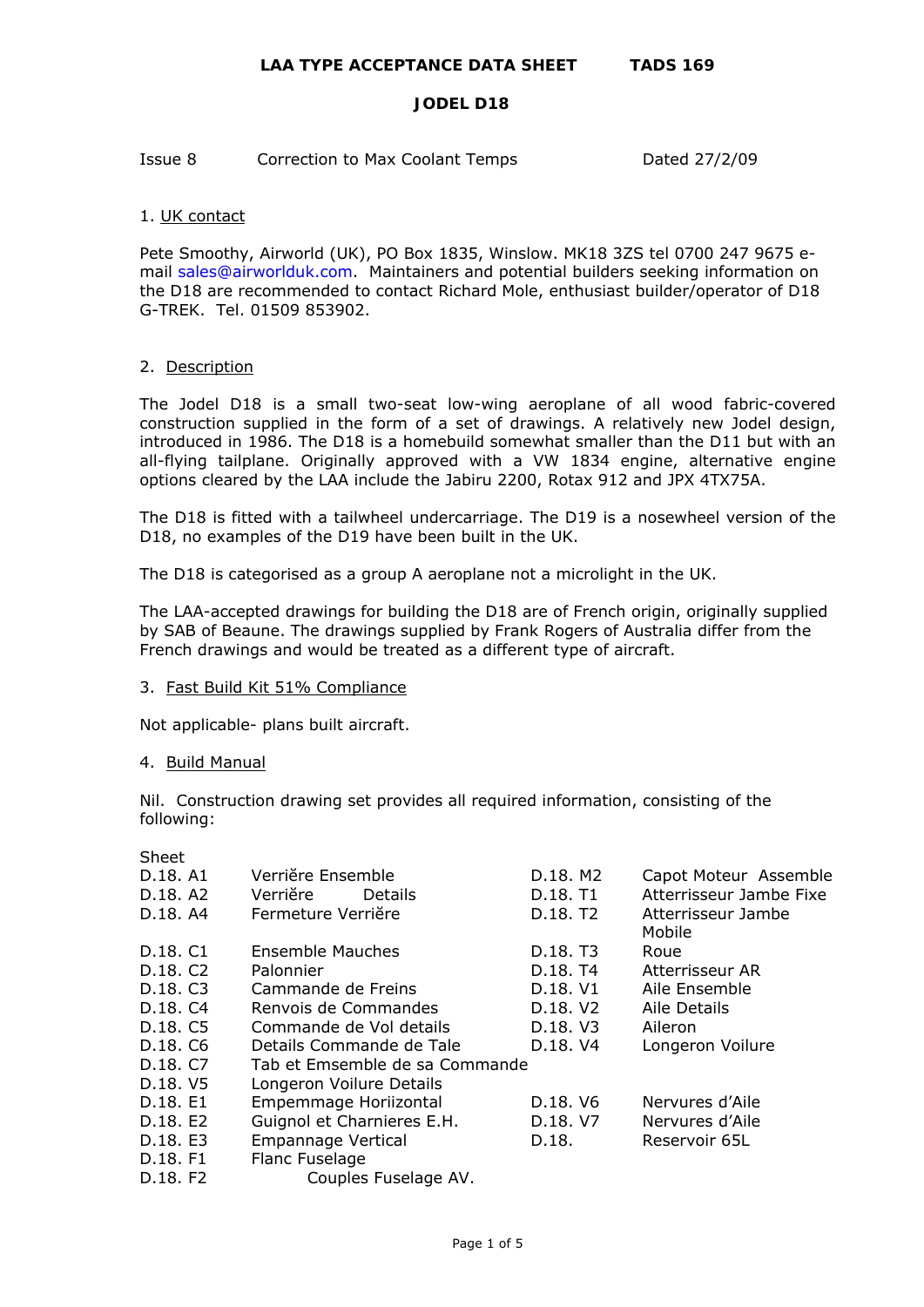**LAA TYPE ACCEPTANCE DATA SHEET TADS 169**

# JODEL D18

Issue 8 Correction to Max Coolant Temps Dated 27/2/09

## 1. UK contact

Pete Smoothy, Airworld (UK), PO Box 1835, Winslow. MK18 3ZS tel 0700 247 9675 e-mail sales@airworlduk.com. Maintainers and potential builders seeking information on the D18 are recommended to contact Richard Mole, enthusiast builder/operator of D18 G-TREK. Tel. 01509 853902.

## 2. Description

The Jodel D18 is a small two-seat low-wing aeroplane of all wood fabric-covered construction supplied in the form of a set of drawings. A relatively new Jodel design, introduced in 1986. The D18 is a homebuild somewhat smaller than the D11 but with an all-flying tailplane. Originally approved with a VW 1834 engine, alternative engine options cleared by the LAA include the Jabiru 2200, Rotax 912 and JPX 4TX75A.

The D18 is fitted with a tailwheel undercarriage. The D19 is a nosewheel version of the D18, no examples of the D19 have been built in the UK.

The D18 is categorised as a group A aeroplane not a microlight in the UK.

The LAA-accepted drawings for building the D18 are of French origin, originally supplied by SAB of Beaune. The drawings supplied by Frank Rogers of Australia differ from the French drawings and would be treated as a different type of aircraft.

## 3. Fast Build Kit 51% Compliance

Not applicable- plans built aircraft.

## 4. Build Manual

Nil. Construction drawing set provides all required information, consisting of the following:

| Sheet | | | |
|---|---|---|---|
| D.18. A1 | Verriĕre Ensemble | D.18. M2 | Capot Moteur Assemble |
| D.18. A2 | Verriĕre Details | D.18. T1 | Atterrisseur Jambe Fixe |
| D.18. A4 | Fermeture Verriĕre | D.18. T2 | Atterrisseur Jambe Mobile |
| D.18. C1 | Ensemble Mauches | D.18. T3 | Roue |
| D.18. C2 | Palonnier | D.18. T4 | Atterrisseur AR |
| D.18. C3 | Cammande de Freins | D.18. V1 | Aile Ensemble |
| D.18. C4 | Renvois de Commandes | D.18. V2 | Aile Details |
| D.18. C5 | Commande de Vol details | D.18. V3 | Aileron |
| D.18. C6 | Details Commande de Tale | D.18. V4 | Longeron Voilure |
| D.18. C7 | Tab et Emsemble de sa Commande | | |
| D.18. V5 | Longeron Voilure Details | | |
| D.18. E1 | Empemmage Horiizontal | D.18. V6 | Nervures d'Aile |
| D.18. E2 | Guignol et Charnieres E.H. | D.18. V7 | Nervures d'Aile |
| D.18. E3 | Empannage Vertical | D.18. | Reservoir 65L |
| D.18. F1 | Flanc Fuselage | | |
| D.18. F2 | Couples Fuselage AV. | | |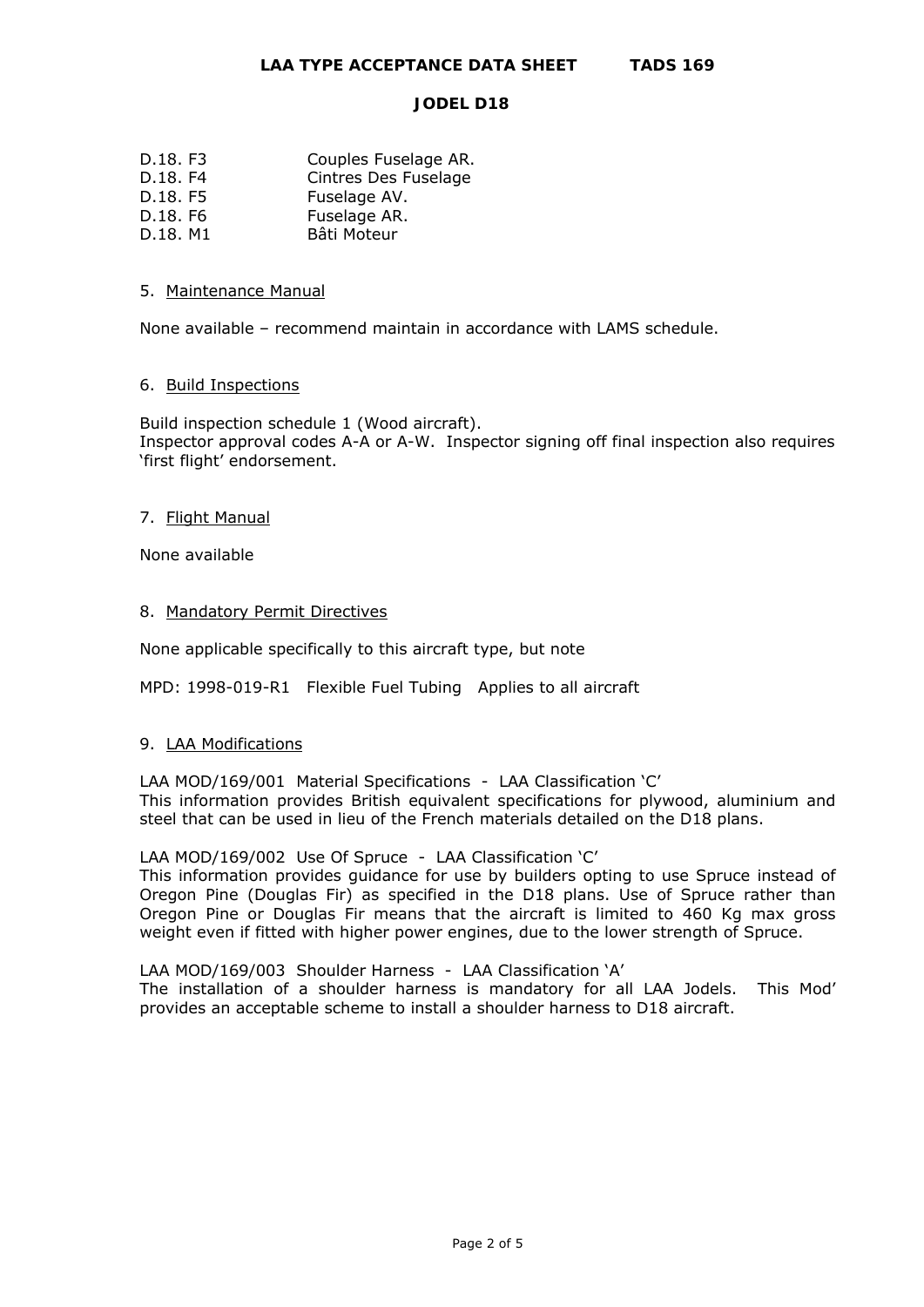D.18. F3 Couples Fuselage AR.
D.18. F4 Cintres Des Fuselage
D.18. F5 Fuselage AV.
D.18. F6 Fuselage AR.
D.18. M1 Bâti Moteur

## 5. Maintenance Manual

None available – recommend maintain in accordance with LAMS schedule.

## 6. Build Inspections

Build inspection schedule 1 (Wood aircraft).
Inspector approval codes A-A or A-W. Inspector signing off final inspection also requires 'first flight' endorsement.

## 7. Flight Manual

None available

## 8. Mandatory Permit Directives

None applicable specifically to this aircraft type, but note

MPD: 1998-019-R1 Flexible Fuel Tubing Applies to all aircraft

## 9. LAA Modifications

LAA MOD/169/001 Material Specifications - LAA Classification 'C'
This information provides British equivalent specifications for plywood, aluminium and steel that can be used in lieu of the French materials detailed on the D18 plans.

LAA MOD/169/002 Use Of Spruce - LAA Classification 'C'
This information provides guidance for use by builders opting to use Spruce instead of Oregon Pine (Douglas Fir) as specified in the D18 plans. Use of Spruce rather than Oregon Pine or Douglas Fir means that the aircraft is limited to 460 Kg max gross weight even if fitted with higher power engines, due to the lower strength of Spruce.

LAA MOD/169/003 Shoulder Harness - LAA Classification 'A'
The installation of a shoulder harness is mandatory for all LAA Jodels. This Mod' provides an acceptable scheme to install a shoulder harness to D18 aircraft.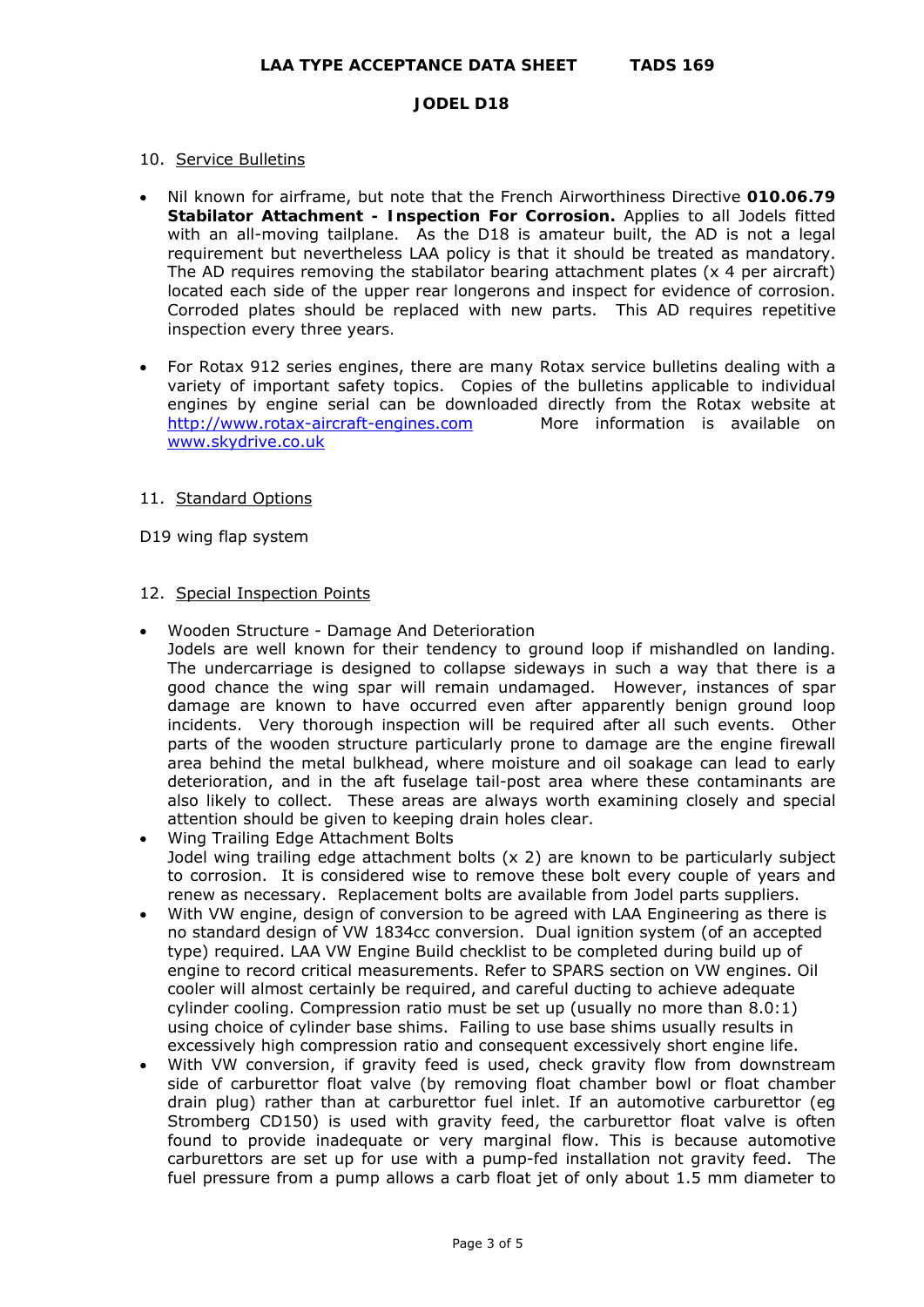10. Service Bulletins

- Nil known for airframe, but note that the French Airworthiness Directive **010.06.79 Stabilator Attachment - Inspection For Corrosion.** Applies to all Jodels fitted with an all-moving tailplane. As the D18 is amateur built, the AD is not a legal requirement but nevertheless LAA policy is that it should be treated as mandatory. The AD requires removing the stabilator bearing attachment plates (x 4 per aircraft) located each side of the upper rear longerons and inspect for evidence of corrosion. Corroded plates should be replaced with new parts. This AD requires repetitive inspection every three years.

- For Rotax 912 series engines, there are many Rotax service bulletins dealing with a variety of important safety topics. Copies of the bulletins applicable to individual engines by engine serial can be downloaded directly from the Rotax website at http://www.rotax-aircraft-engines.com More information is available on www.skydrive.co.uk

11. Standard Options

D19 wing flap system

12. Special Inspection Points

- Wooden Structure - Damage And Deterioration
  Jodels are well known for their tendency to ground loop if mishandled on landing. The undercarriage is designed to collapse sideways in such a way that there is a good chance the wing spar will remain undamaged. However, instances of spar damage are known to have occurred even after apparently benign ground loop incidents. Very thorough inspection will be required after all such events. Other parts of the wooden structure particularly prone to damage are the engine firewall area behind the metal bulkhead, where moisture and oil soakage can lead to early deterioration, and in the aft fuselage tail-post area where these contaminants are also likely to collect. These areas are always worth examining closely and special attention should be given to keeping drain holes clear.
- Wing Trailing Edge Attachment Bolts
  Jodel wing trailing edge attachment bolts (x 2) are known to be particularly subject to corrosion. It is considered wise to remove these bolt every couple of years and renew as necessary. Replacement bolts are available from Jodel parts suppliers.
- With VW engine, design of conversion to be agreed with LAA Engineering as there is no standard design of VW 1834cc conversion. Dual ignition system (of an accepted type) required. LAA VW Engine Build checklist to be completed during build up of engine to record critical measurements. Refer to SPARS section on VW engines. Oil cooler will almost certainly be required, and careful ducting to achieve adequate cylinder cooling. Compression ratio must be set up (usually no more than 8.0:1) using choice of cylinder base shims. Failing to use base shims usually results in excessively high compression ratio and consequent excessively short engine life.
- With VW conversion, if gravity feed is used, check gravity flow from downstream side of carburettor float valve (by removing float chamber bowl or float chamber drain plug) rather than at carburettor fuel inlet. If an automotive carburettor (eg Stromberg CD150) is used with gravity feed, the carburettor float valve is often found to provide inadequate or very marginal flow. This is because automotive carburettors are set up for use with a pump-fed installation not gravity feed. The fuel pressure from a pump allows a carb float jet of only about 1.5 mm diameter to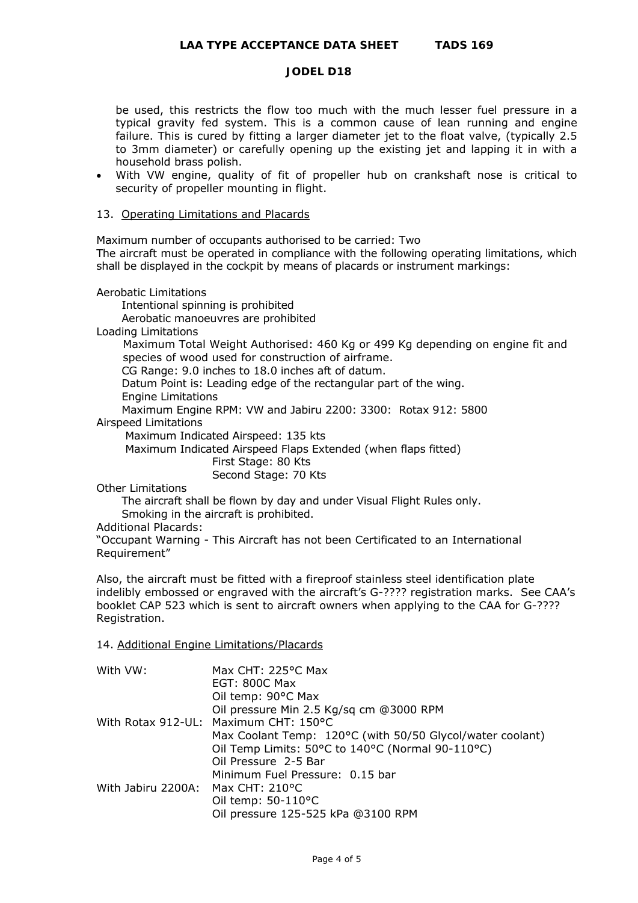be used, this restricts the flow too much with the much lesser fuel pressure in a typical gravity fed system. This is a common cause of lean running and engine failure. This is cured by fitting a larger diameter jet to the float valve, (typically 2.5 to 3mm diameter) or carefully opening up the existing jet and lapping it in with a household brass polish.

- With VW engine, quality of fit of propeller hub on crankshaft nose is critical to security of propeller mounting in flight.

## 13. Operating Limitations and Placards

Maximum number of occupants authorised to be carried: Two

The aircraft must be operated in compliance with the following operating limitations, which shall be displayed in the cockpit by means of placards or instrument markings:

Aerobatic Limitations

Intentional spinning is prohibited

Aerobatic manoeuvres are prohibited

Loading Limitations

Maximum Total Weight Authorised: 460 Kg or 499 Kg depending on engine fit and species of wood used for construction of airframe.

CG Range: 9.0 inches to 18.0 inches aft of datum.

Datum Point is: Leading edge of the rectangular part of the wing.

Engine Limitations

Maximum Engine RPM: VW and Jabiru 2200: 3300: Rotax 912: 5800

Airspeed Limitations

Maximum Indicated Airspeed: 135 kts

Maximum Indicated Airspeed Flaps Extended (when flaps fitted)

First Stage: 80 Kts

Second Stage: 70 Kts

Other Limitations

The aircraft shall be flown by day and under Visual Flight Rules only.

Smoking in the aircraft is prohibited.

Additional Placards:

"Occupant Warning - This Aircraft has not been Certificated to an International Requirement"

Also, the aircraft must be fitted with a fireproof stainless steel identification plate indelibly embossed or engraved with the aircraft's G-???? registration marks. See CAA's booklet CAP 523 which is sent to aircraft owners when applying to the CAA for G-???? Registration.

## 14. Additional Engine Limitations/Placards

| | |
|---|---|
| With VW: | Max CHT: 225°C Max |
| | EGT: 800C Max |
| | Oil temp: 90°C Max |
| | Oil pressure Min 2.5 Kg/sq cm @3000 RPM |
| With Rotax 912-UL: | Maximum CHT: 150°C |
| | Max Coolant Temp: 120°C (with 50/50 Glycol/water coolant) |
| | Oil Temp Limits: 50°C to 140°C (Normal 90-110°C) |
| | Oil Pressure 2-5 Bar |
| | Minimum Fuel Pressure: 0.15 bar |
| With Jabiru 2200A: | Max CHT: 210°C |
| | Oil temp: 50-110°C |
| | Oil pressure 125-525 kPa @3100 RPM |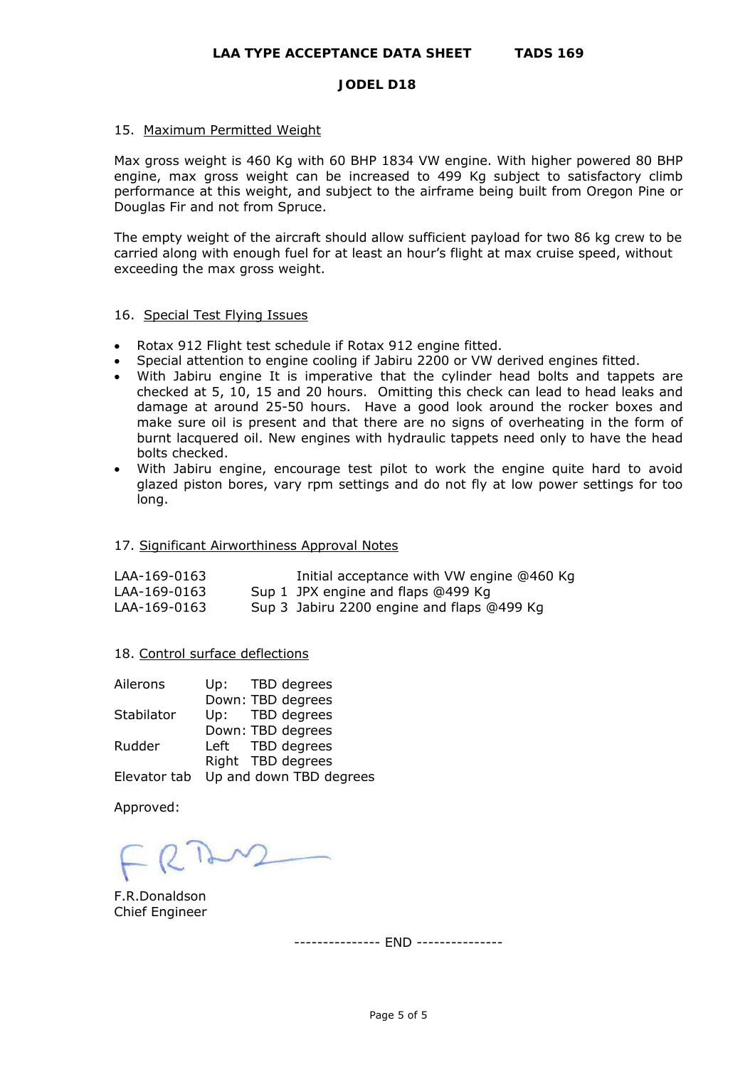## 15. Maximum Permitted Weight

Max gross weight is 460 Kg with 60 BHP 1834 VW engine. With higher powered 80 BHP engine, max gross weight can be increased to 499 Kg subject to satisfactory climb performance at this weight, and subject to the airframe being built from Oregon Pine or Douglas Fir and not from Spruce.

The empty weight of the aircraft should allow sufficient payload for two 86 kg crew to be carried along with enough fuel for at least an hour's flight at max cruise speed, without exceeding the max gross weight.

## 16. Special Test Flying Issues

- Rotax 912 Flight test schedule if Rotax 912 engine fitted.
- Special attention to engine cooling if Jabiru 2200 or VW derived engines fitted.
- With Jabiru engine It is imperative that the cylinder head bolts and tappets are checked at 5, 10, 15 and 20 hours. Omitting this check can lead to head leaks and damage at around 25-50 hours. Have a good look around the rocker boxes and make sure oil is present and that there are no signs of overheating in the form of burnt lacquered oil. New engines with hydraulic tappets need only to have the head bolts checked.
- With Jabiru engine, encourage test pilot to work the engine quite hard to avoid glazed piston bores, vary rpm settings and do not fly at low power settings for too long.

## 17. Significant Airworthiness Approval Notes

| | | |
|---|---|---|
| LAA-169-0163 | | Initial acceptance with VW engine @460 Kg |
| LAA-169-0163 | Sup 1 | JPX engine and flaps @499 Kg |
| LAA-169-0163 | Sup 3 | Jabiru 2200 engine and flaps @499 Kg |

## 18. Control surface deflections

| | | |
|---|---|---|
| Ailerons | Up: | TBD degrees |
| | Down: | TBD degrees |
| Stabilator | Up: | TBD degrees |
| | Down: | TBD degrees |
| Rudder | Left | TBD degrees |
| | Right | TBD degrees |
| Elevator tab | Up and down | TBD degrees |

Approved:

F.R.Donaldson
Chief Engineer

--------------- END ---------------